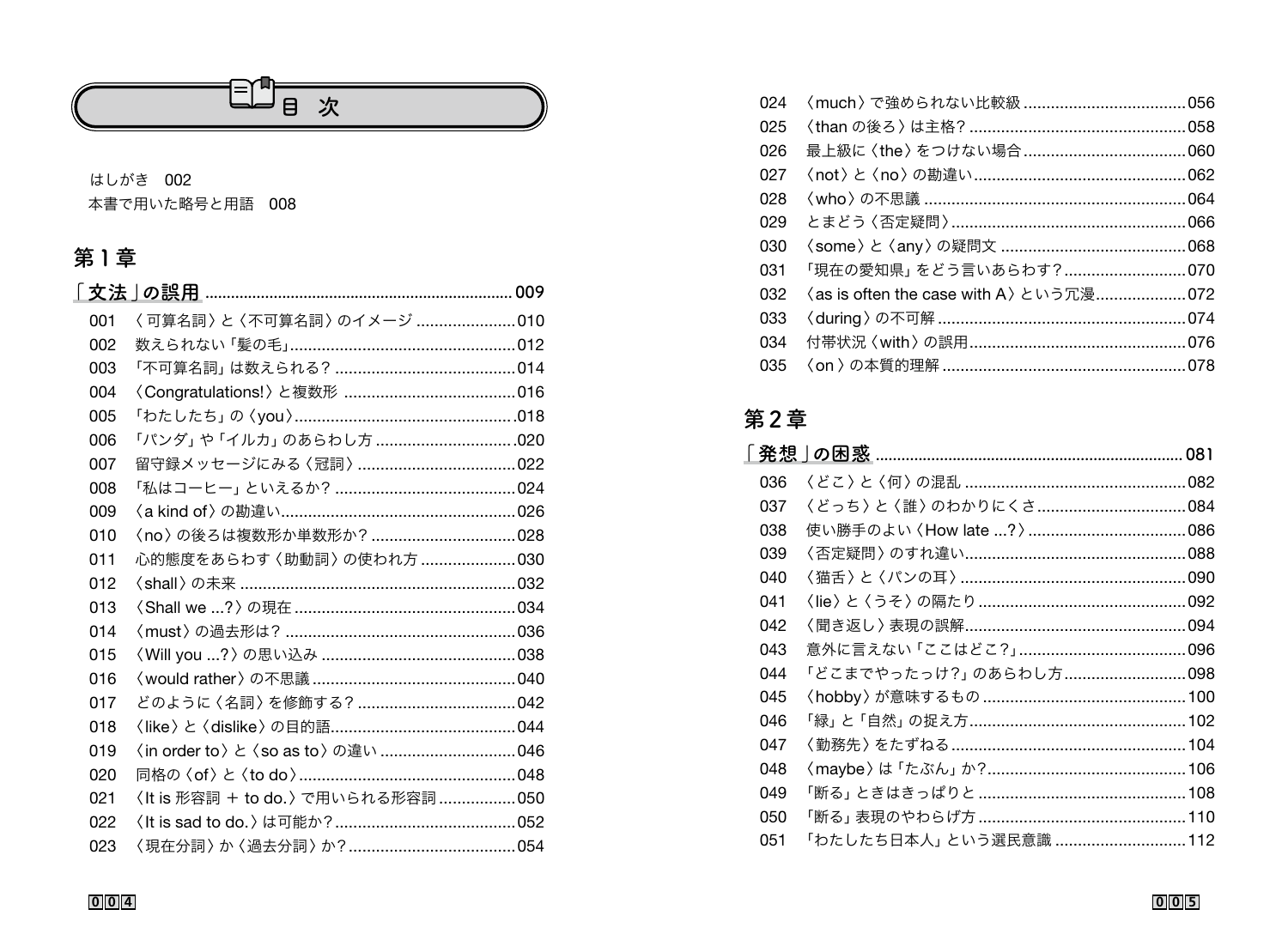# 目次

はしがき　002
本書で用いた略号と用語　008

## 第１章

### 「文法」の誤用 ........ 009

001　〈可算名詞〉と〈不可算名詞〉のイメージ ........ 010
002　数えられない「髪の毛」........ 012
003　「不可算名詞」は数えられる？ ........ 014
004　〈Congratulations!〉と複数形 ........ 016
005　「わたしたち」の〈you〉........ 018
006　「パンダ」や「イルカ」のあらわし方 ........ 020
007　留守録メッセージにみる〈冠詞〉........ 022
008　「私はコーヒー」といえるか？ ........ 024
009　〈a kind of〉の勘違い ........ 026
010　〈no〉の後ろは複数形か単数形か？ ........ 028
011　心的態度をあらわす〈助動詞〉の使われ方 ........ 030
012　〈shall〉の未来 ........ 032
013　〈Shall we ...?〉の現在 ........ 034
014　〈must〉の過去形は？ ........ 036
015　〈Will you ...?〉の思い込み ........ 038
016　〈would rather〉の不思議 ........ 040
017　どのように〈名詞〉を修飾する？ ........ 042
018　〈like〉と〈dislike〉の目的語 ........ 044
019　〈in order to〉と〈so as to〉の違い ........ 046
020　同格の〈of〉と〈to do〉........ 048
021　〈It is 形容詞 + to do.〉で用いられる形容詞 ........ 050
022　〈It is sad to do.〉は可能か？ ........ 052
023　〈現在分詞〉か〈過去分詞〉か？ ........ 054
024　〈much〉で強められない比較級 ........ 056
025　〈than の後ろ〉は主格？ ........ 058
026　最上級に〈the〉をつけない場合 ........ 060
027　〈not〉と〈no〉の勘違い ........ 062
028　〈who〉の不思議 ........ 064
029　とまどう〈否定疑問〉........ 066
030　〈some〉と〈any〉の疑問文 ........ 068
031　「現在の愛知県」をどう言いあらわす？ ........ 070
032　〈as is often the case with A〉という冗漫 ........ 072
033　〈during〉の不可解 ........ 074
034　付帯状況〈with〉の誤用 ........ 076
035　〈on〉の本質的理解 ........ 078

## 第２章

### 「発想」の困惑 ........ 081

036　〈どこ〉と〈何〉の混乱 ........ 082
037　〈どっち〉と〈誰〉のわかりにくさ ........ 084
038　使い勝手のよい〈How late ...?〉........ 086
039　〈否定疑問〉のすれ違い ........ 088
040　〈猫舌〉と〈パンの耳〉........ 090
041　〈lie〉と〈うそ〉の隔たり ........ 092
042　〈聞き返し〉表現の誤解 ........ 094
043　意外に言えない「ここはどこ?」........ 096
044　「どこまでやったっけ?」のあらわし方 ........ 098
045　〈hobby〉が意味するもの ........ 100
046　「緑」と「自然」の捉え方 ........ 102
047　〈勤務先〉をたずねる ........ 104
048　〈maybe〉は「たぶん」か? ........ 106
049　「断る」ときはきっぱりと ........ 108
050　「断る」表現のやわらげ方 ........ 110
051　「わたしたち日本人」という選民意識 ........ 112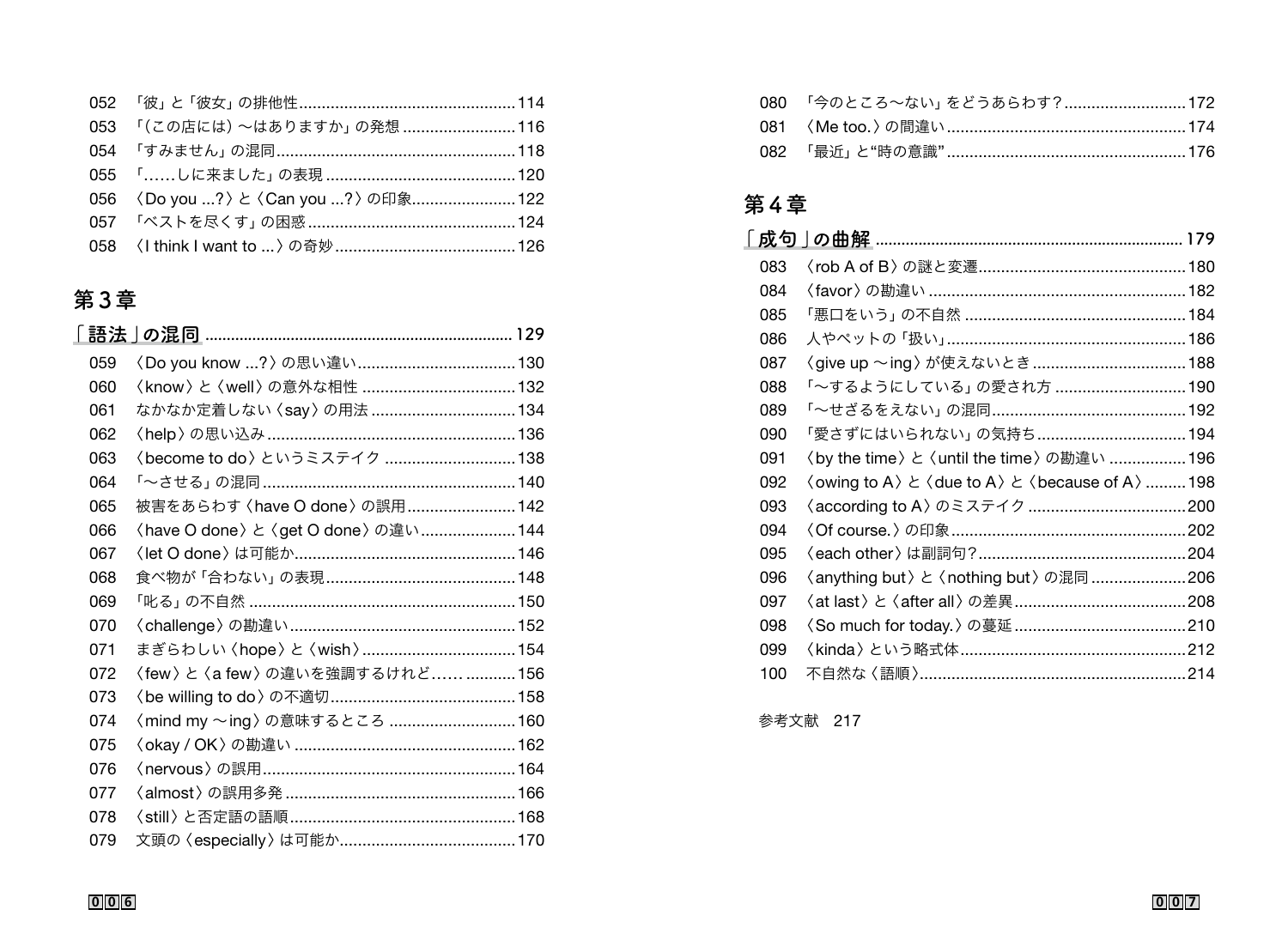052　「彼」と「彼女」の排他性 ........ 114
053　「（この店には）～はありますか」の発想 ........ 116
054　「すみません」の混同 ........ 118
055　「……しに来ました」の表現 ........ 120
056　〈Do you ...?〉と〈Can you ...?〉の印象 ........ 122
057　「ベストを尽くす」の困惑 ........ 124
058　〈I think I want to ...〉の奇妙 ........ 126

## 第3章

### 「語法」の混同 ........ 129

059　〈Do you know ...?〉の思い違い ........ 130
060　〈know〉と〈well〉の意外な相性 ........ 132
061　なかなか定着しない〈say〉の用法 ........ 134
062　〈help〉の思い込み ........ 136
063　〈become to do〉というミステイク ........ 138
064　「～させる」の混同 ........ 140
065　被害をあらわす〈have O done〉の誤用 ........ 142
066　〈have O done〉と〈get O done〉の違い ........ 144
067　〈let O done〉は可能か ........ 146
068　食べ物が「合わない」の表現 ........ 148
069　「叱る」の不自然 ........ 150
070　〈challenge〉の勘違い ........ 152
071　まぎらわしい〈hope〉と〈wish〉 ........ 154
072　〈few〉と〈a few〉の違いを強調するけれど…… ........ 156
073　〈be willing to do〉の不適切 ........ 158
074　〈mind my ～ing〉の意味するところ ........ 160
075　〈okay / OK〉の勘違い ........ 162
076　〈nervous〉の誤用 ........ 164
077　〈almost〉の誤用多発 ........ 166
078　〈still〉と否定語の語順 ........ 168
079　文頭の〈especially〉は可能か ........ 170
080　「今のところ～ない」をどうあらわす？ ........ 172
081　〈Me too.〉の間違い ........ 174
082　「最近」と“時の意識” ........ 176

## 第4章

### 「成句」の曲解 ........ 179

083　〈rob A of B〉の謎と変遷 ........ 180
084　〈favor〉の勘違い ........ 182
085　「悪口をいう」の不自然 ........ 184
086　人やペットの「扱い」 ........ 186
087　〈give up ～ing〉が使えないとき ........ 188
088　「～するようにしている」の愛され方 ........ 190
089　「～せざるをえない」の混同 ........ 192
090　「愛さずにはいられない」の気持ち ........ 194
091　〈by the time〉と〈until the time〉の勘違い ........ 196
092　〈owing to A〉と〈due to A〉と〈because of A〉 ........ 198
093　〈according to A〉のミステイク ........ 200
094　〈Of course.〉の印象 ........ 202
095　〈each other〉は副詞句？ ........ 204
096　〈anything but〉と〈nothing but〉の混同 ........ 206
097　〈at last〉と〈after all〉の差異 ........ 208
098　〈So much for today.〉の蔓延 ........ 210
099　〈kinda〉という略式体 ........ 212
100　不自然な〈語順〉 ........ 214

参考文献　217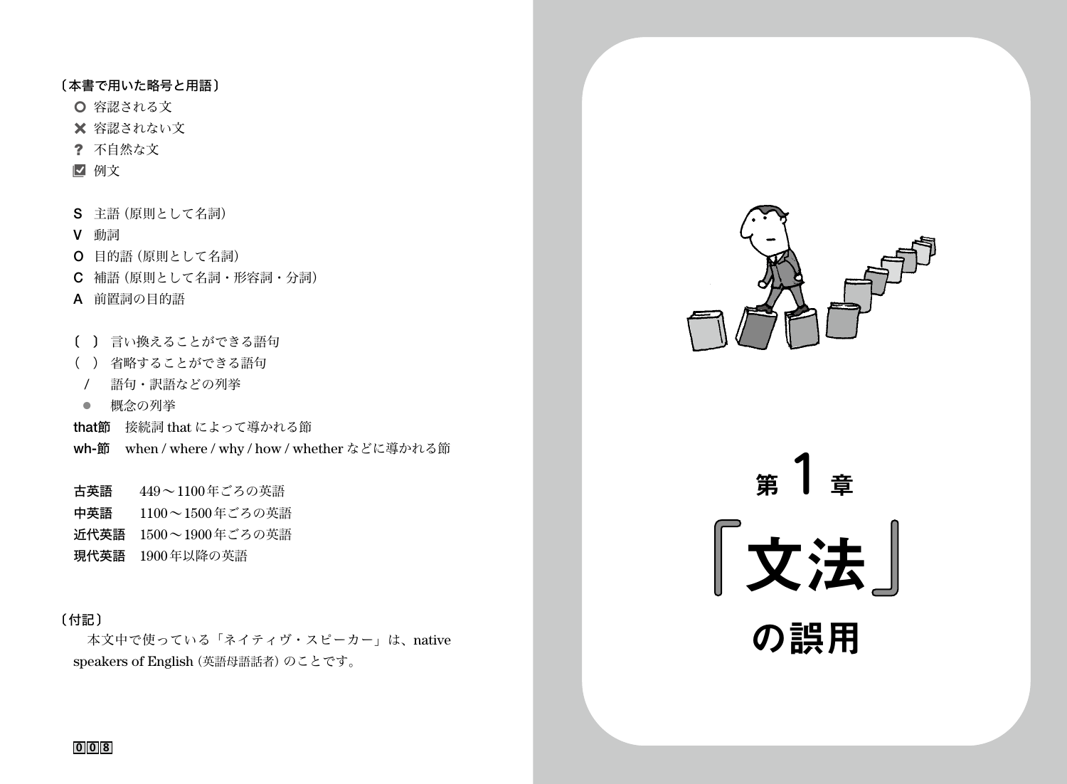〔本書で用いた略号と用語〕

- **○** 容認される文
- **✕** 容認されない文
- **?** 不自然な文
- ☑ 例文

- **S** 主語（原則として名詞）
- **V** 動詞
- **O** 目的語（原則として名詞）
- **C** 補語（原則として名詞・形容詞・分詞）
- **A** 前置詞の目的語

- **〔 〕** 言い換えることができる語句
- **（ ）** 省略することができる語句
- **/** 語句・訳語などの列挙
- **●** 概念の列挙
- **that節** 接続詞 that によって導かれる節
- **wh-節** when / where / why / how / whether などに導かれる節

- **古英語** 449～1100年ごろの英語
- **中英語** 1100～1500年ごろの英語
- **近代英語** 1500～1900年ごろの英語
- **現代英語** 1900年以降の英語

〔付記〕

本文中で使っている「ネイティヴ・スピーカー」は、native speakers of English（英語母語話者）のことです。

# 第1章
# 「文法」の誤用